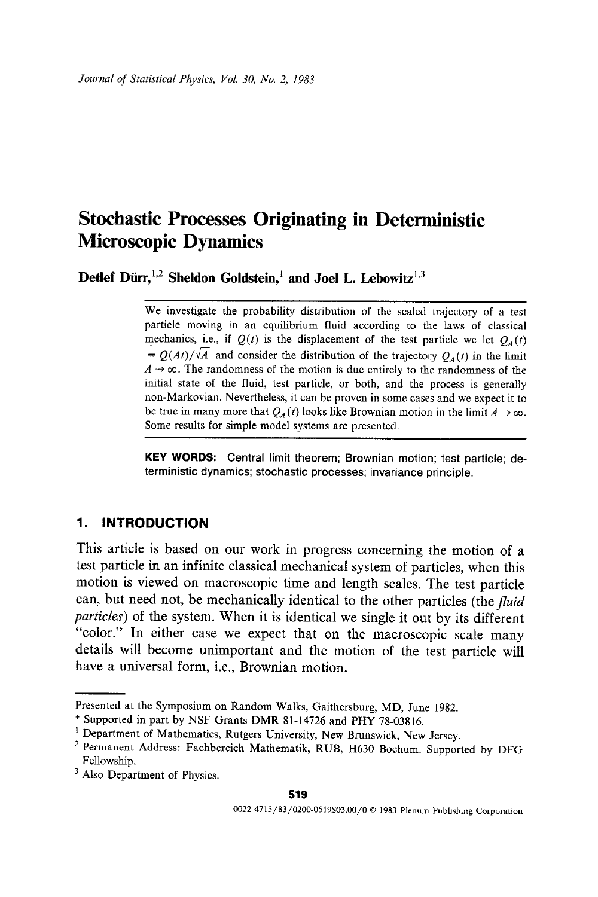# Stochastic Processes Originating in Deterministic Microscopic Dynamics

**Detlef Dürr,[1,2] Sheldon Goldstein,[1] and Joel L. Lebowitz[1,3]**

We investigate the probability distribution of the scaled trajectory of a test particle moving in an equilibrium fluid according to the laws of classical mechanics, i.e., if $Q(t)$ is the displacement of the test particle we let $Q_A(t) = Q(At)/\sqrt{A}$ and consider the distribution of the trajectory $Q_A(t)$ in the limit $A \to \infty$. The randomness of the motion is due entirely to the randomness of the initial state of the fluid, test particle, or both, and the process is generally non-Markovian. Nevertheless, it can be proven in some cases and we expect it to be true in many more that $Q_A(t)$ looks like Brownian motion in the limit $A \to \infty$. Some results for simple model systems are presented.

**KEY WORDS:** Central limit theorem; Brownian motion; test particle; deterministic dynamics; stochastic processes; invariance principle.

## 1. INTRODUCTION

This article is based on our work in progress concerning the motion of a test particle in an infinite classical mechanical system of particles, when this motion is viewed on macroscopic time and length scales. The test particle can, but need not, be mechanically identical to the other particles (the *fluid particles*) of the system. When it is identical we single it out by its different "color." In either case we expect that on the macroscopic scale many details will become unimportant and the motion of the test particle will have a universal form, i.e., Brownian motion.

---

Presented at the Symposium on Random Walks, Gaithersburg, MD, June 1982.

* Supported in part by NSF Grants DMR 81-14726 and PHY 78-03816.

[1] Department of Mathematics, Rutgers University, New Brunswick, New Jersey.

[2] Permanent Address: Fachbereich Mathematik, RUB, H630 Bochum. Supported by DFG Fellowship.

[3] Also Department of Physics.

0022-4715/83/0200-0519$03.00/0 © 1983 Plenum Publishing Corporation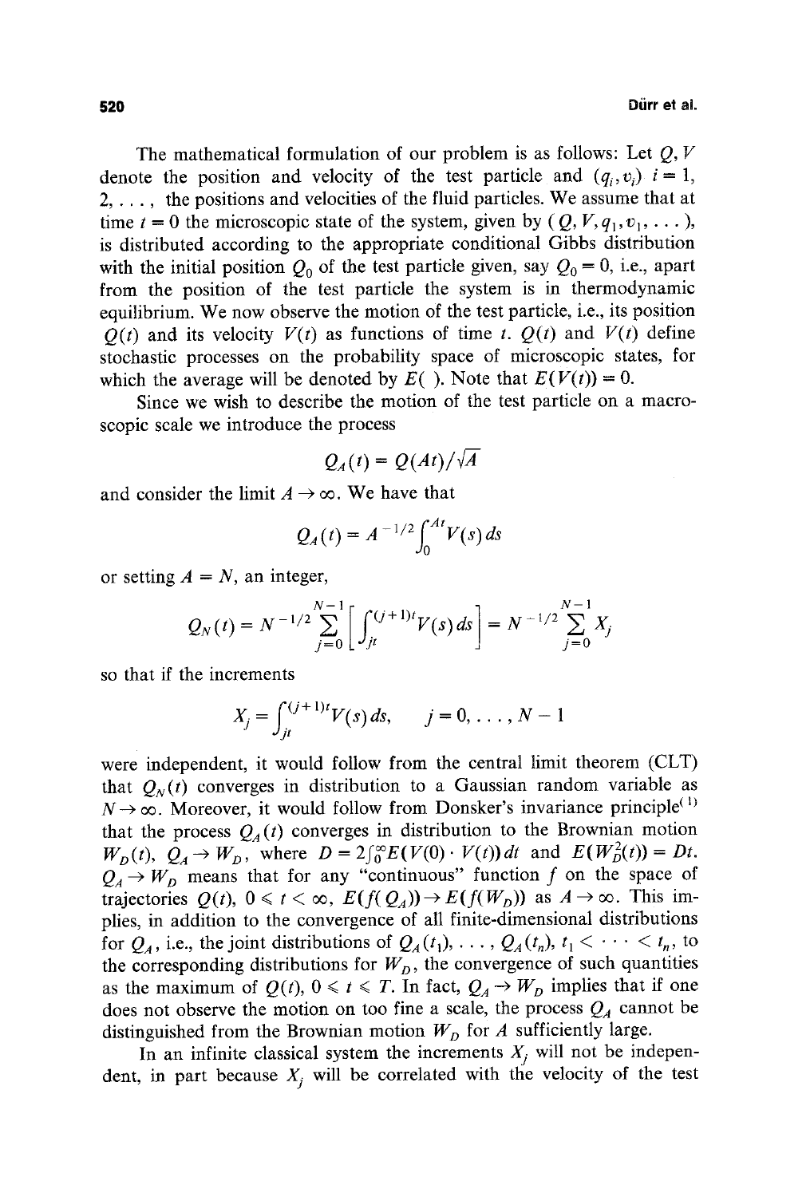The mathematical formulation of our problem is as follows: Let $Q, V$ denote the position and velocity of the test particle and $(q_i, v_i)$ $i = 1, 2, \ldots$, the positions and velocities of the fluid particles. We assume that at time $t = 0$ the microscopic state of the system, given by $(Q, V, q_1, v_1, \ldots)$, is distributed according to the appropriate conditional Gibbs distribution with the initial position $Q_0$ of the test particle given, say $Q_0 = 0$, i.e., apart from the position of the test particle the system is in thermodynamic equilibrium. We now observe the motion of the test particle, i.e., its position $Q(t)$ and its velocity $V(t)$ as functions of time $t$. $Q(t)$ and $V(t)$ define stochastic processes on the probability space of microscopic states, for which the average will be denoted by $E(\ )$. Note that $E(V(t)) = 0$.

Since we wish to describe the motion of the test particle on a macroscopic scale we introduce the process

$$Q_A(t) = Q(At)/\sqrt{A}$$

and consider the limit $A \to \infty$. We have that

$$Q_A(t) = A^{-1/2} \int_0^{At} V(s)\, ds$$

or setting $A = N$, an integer,

$$Q_N(t) = N^{-1/2} \sum_{j=0}^{N-1} \left[ \int_{jt}^{(j+1)t} V(s)\, ds \right] = N^{-1/2} \sum_{j=0}^{N-1} X_j$$

so that if the increments

$$X_j = \int_{jt}^{(j+1)t} V(s)\, ds, \qquad j = 0, \ldots, N-1$$

were independent, it would follow from the central limit theorem (CLT) that $Q_N(t)$ converges in distribution to a Gaussian random variable as $N \to \infty$. Moreover, it would follow from Donsker's invariance principle[1] that the process $Q_A(t)$ converges in distribution to the Brownian motion $W_D(t)$, $Q_A \to W_D$, where $D = 2\int_0^\infty E(V(0) \cdot V(t))\, dt$ and $E(W_D^2(t)) = Dt$. $Q_A \to W_D$ means that for any "continuous" function $f$ on the space of trajectories $Q(t)$, $0 \leqslant t < \infty$, $E(f(Q_A)) \to E(f(W_D))$ as $A \to \infty$. This implies, in addition to the convergence of all finite-dimensional distributions for $Q_A$, i.e., the joint distributions of $Q_A(t_1), \ldots, Q_A(t_n)$, $t_1 < \cdots < t_n$, to the corresponding distributions for $W_D$, the convergence of such quantities as the maximum of $Q(t)$, $0 \leqslant t \leqslant T$. In fact, $Q_A \to W_D$ implies that if one does not observe the motion on too fine a scale, the process $Q_A$ cannot be distinguished from the Brownian motion $W_D$ for $A$ sufficiently large.

In an infinite classical system the increments $X_j$ will not be independent, in part because $X_j$ will be correlated with the velocity of the test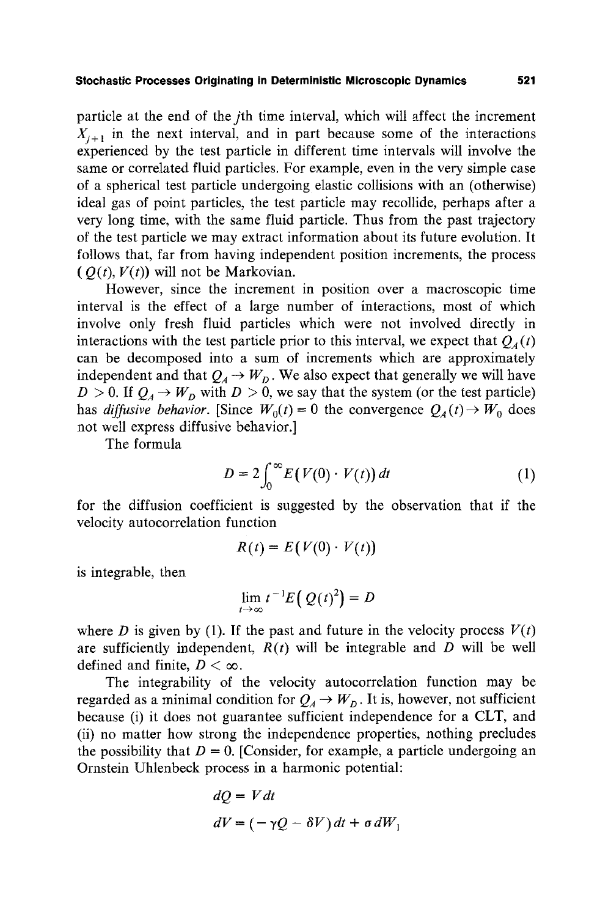particle at the end of the $j$th time interval, which will affect the increment $X_{j+1}$ in the next interval, and in part because some of the interactions experienced by the test particle in different time intervals will involve the same or correlated fluid particles. For example, even in the very simple case of a spherical test particle undergoing elastic collisions with an (otherwise) ideal gas of point particles, the test particle may recollide, perhaps after a very long time, with the same fluid particle. Thus from the past trajectory of the test particle we may extract information about its future evolution. It follows that, far from having independent position increments, the process $(Q(t), V(t))$ will not be Markovian.

However, since the increment in position over a macroscopic time interval is the effect of a large number of interactions, most of which involve only fresh fluid particles which were not involved directly in interactions with the test particle prior to this interval, we expect that $Q_A(t)$ can be decomposed into a sum of increments which are approximately independent and that $Q_A \to W_D$. We also expect that generally we will have $D > 0$. If $Q_A \to W_D$ with $D > 0$, we say that the system (or the test particle) has *diffusive behavior*. [Since $W_0(t) = 0$ the convergence $Q_A(t) \to W_0$ does not well express diffusive behavior.]

The formula

$$D = 2\int_0^\infty E(V(0) \cdot V(t))\, dt \tag{1}$$

for the diffusion coefficient is suggested by the observation that if the velocity autocorrelation function

$$R(t) = E(V(0) \cdot V(t))$$

is integrable, then

$$\lim_{t\to\infty} t^{-1} E(Q(t)^2) = D$$

where $D$ is given by (1). If the past and future in the velocity process $V(t)$ are sufficiently independent, $R(t)$ will be integrable and $D$ will be well defined and finite, $D < \infty$.

The integrability of the velocity autocorrelation function may be regarded as a minimal condition for $Q_A \to W_D$. It is, however, not sufficient because (i) it does not guarantee sufficient independence for a CLT, and (ii) no matter how strong the independence properties, nothing precludes the possibility that $D = 0$. [Consider, for example, a particle undergoing an Ornstein Uhlenbeck process in a harmonic potential:

$$dQ = V\,dt$$

$$dV = (-\gamma Q - \delta V)\,dt + \sigma\, dW_1$$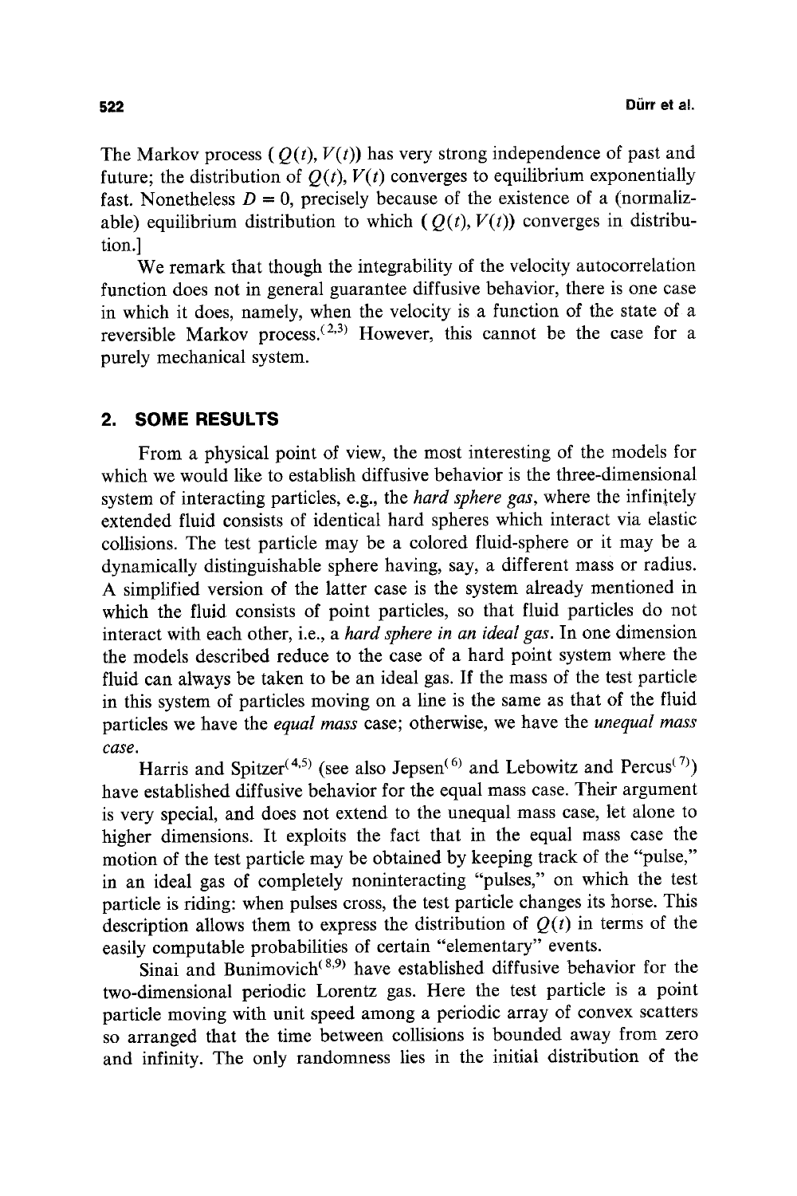The Markov process $(Q(t), V(t))$ has very strong independence of past and future; the distribution of $Q(t), V(t)$ converges to equilibrium exponentially fast. Nonetheless $D = 0$, precisely because of the existence of a (normalizable) equilibrium distribution to which $(Q(t), V(t))$ converges in distribution.]

We remark that though the integrability of the velocity autocorrelation function does not in general guarantee diffusive behavior, there is one case in which it does, namely, when the velocity is a function of the state of a reversible Markov process.[2,3] However, this cannot be the case for a purely mechanical system.

## 2. SOME RESULTS

From a physical point of view, the most interesting of the models for which we would like to establish diffusive behavior is the three-dimensional system of interacting particles, e.g., the *hard sphere gas*, where the infinitely extended fluid consists of identical hard spheres which interact via elastic collisions. The test particle may be a colored fluid-sphere or it may be a dynamically distinguishable sphere having, say, a different mass or radius. A simplified version of the latter case is the system already mentioned in which the fluid consists of point particles, so that fluid particles do not interact with each other, i.e., a *hard sphere in an ideal gas*. In one dimension the models described reduce to the case of a hard point system where the fluid can always be taken to be an ideal gas. If the mass of the test particle in this system of particles moving on a line is the same as that of the fluid particles we have the *equal mass* case; otherwise, we have the *unequal mass case*.

Harris and Spitzer[4,5] (see also Jepsen[6] and Lebowitz and Percus[7]) have established diffusive behavior for the equal mass case. Their argument is very special, and does not extend to the unequal mass case, let alone to higher dimensions. It exploits the fact that in the equal mass case the motion of the test particle may be obtained by keeping track of the "pulse," in an ideal gas of completely noninteracting "pulses," on which the test particle is riding: when pulses cross, the test particle changes its horse. This description allows them to express the distribution of $Q(t)$ in terms of the easily computable probabilities of certain "elementary" events.

Sinai and Bunimovich[8,9] have established diffusive behavior for the two-dimensional periodic Lorentz gas. Here the test particle is a point particle moving with unit speed among a periodic array of convex scatters so arranged that the time between collisions is bounded away from zero and infinity. The only randomness lies in the initial distribution of the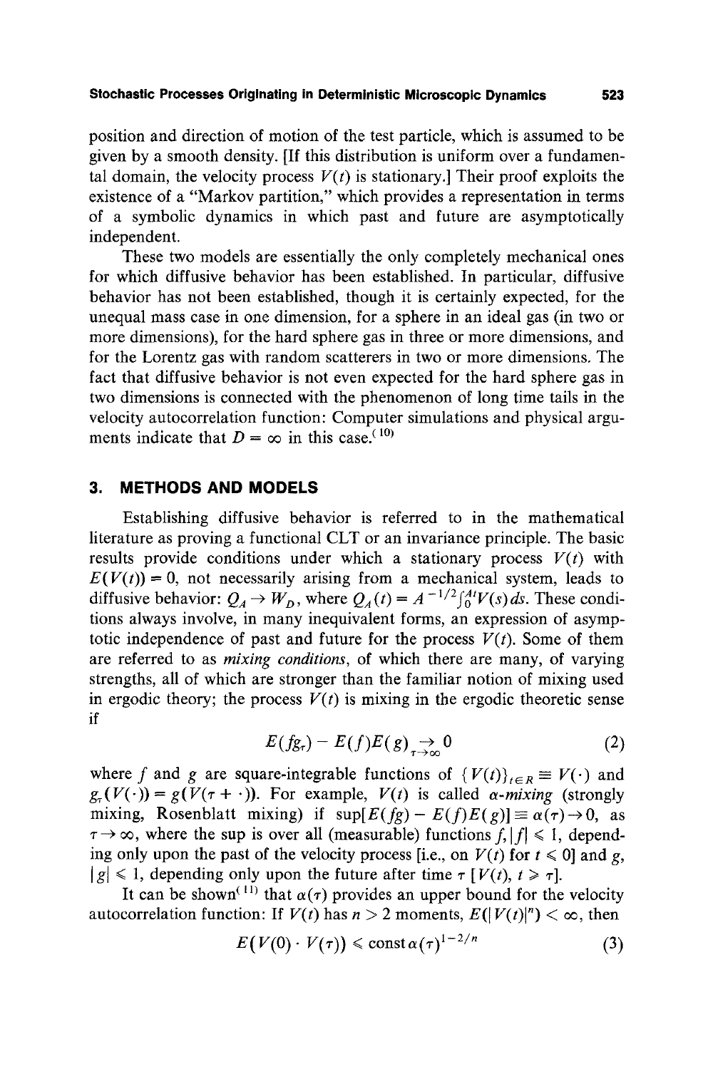position and direction of motion of the test particle, which is assumed to be given by a smooth density. [If this distribution is uniform over a fundamental domain, the velocity process $V(t)$ is stationary.] Their proof exploits the existence of a "Markov partition," which provides a representation in terms of a symbolic dynamics in which past and future are asymptotically independent.

These two models are essentially the only completely mechanical ones for which diffusive behavior has been established. In particular, diffusive behavior has not been established, though it is certainly expected, for the unequal mass case in one dimension, for a sphere in an ideal gas (in two or more dimensions), for the hard sphere gas in three or more dimensions, and for the Lorentz gas with random scatterers in two or more dimensions. The fact that diffusive behavior is not even expected for the hard sphere gas in two dimensions is connected with the phenomenon of long time tails in the velocity autocorrelation function: Computer simulations and physical arguments indicate that $D = \infty$ in this case.[10]

## 3. METHODS AND MODELS

Establishing diffusive behavior is referred to in the mathematical literature as proving a functional CLT or an invariance principle. The basic results provide conditions under which a stationary process $V(t)$ with $E(V(t)) = 0$, not necessarily arising from a mechanical system, leads to diffusive behavior: $Q_A \to W_D$, where $Q_A(t) = A^{-1/2}\int_0^{At} V(s)\,ds$. These conditions always involve, in many inequivalent forms, an expression of asymptotic independence of past and future for the process $V(t)$. Some of them are referred to as *mixing conditions*, of which there are many, of varying strengths, all of which are stronger than the familiar notion of mixing used in ergodic theory; the process $V(t)$ is mixing in the ergodic theoretic sense if

$$E(fg_\tau) - E(f)E(g) \underset{\tau\to\infty}{\to} 0 \tag{2}$$

where $f$ and $g$ are square-integrable functions of $\{V(t)\}_{t\in R} \equiv V(\cdot)$ and $g_\tau(V(\cdot)) = g(V(\tau + \cdot))$. For example, $V(t)$ is called *$\alpha$-mixing* (strongly mixing, Rosenblatt mixing) if $\sup[E(fg) - E(f)E(g)] \equiv \alpha(\tau) \to 0$, as $\tau \to \infty$, where the sup is over all (measurable) functions $f, |f| \leqslant 1$, depending only upon the past of the velocity process [i.e., on $V(t)$ for $t \leqslant 0$] and $g$, $|g| \leqslant 1$, depending only upon the future after time $\tau$ [$V(t)$, $t \geqslant \tau$].

It can be shown[11] that $\alpha(\tau)$ provides an upper bound for the velocity autocorrelation function: If $V(t)$ has $n > 2$ moments, $E(|V(t)|^n) < \infty$, then

$$E(V(0) \cdot V(\tau)) \leqslant \text{const}\, \alpha(\tau)^{1-2/n} \tag{3}$$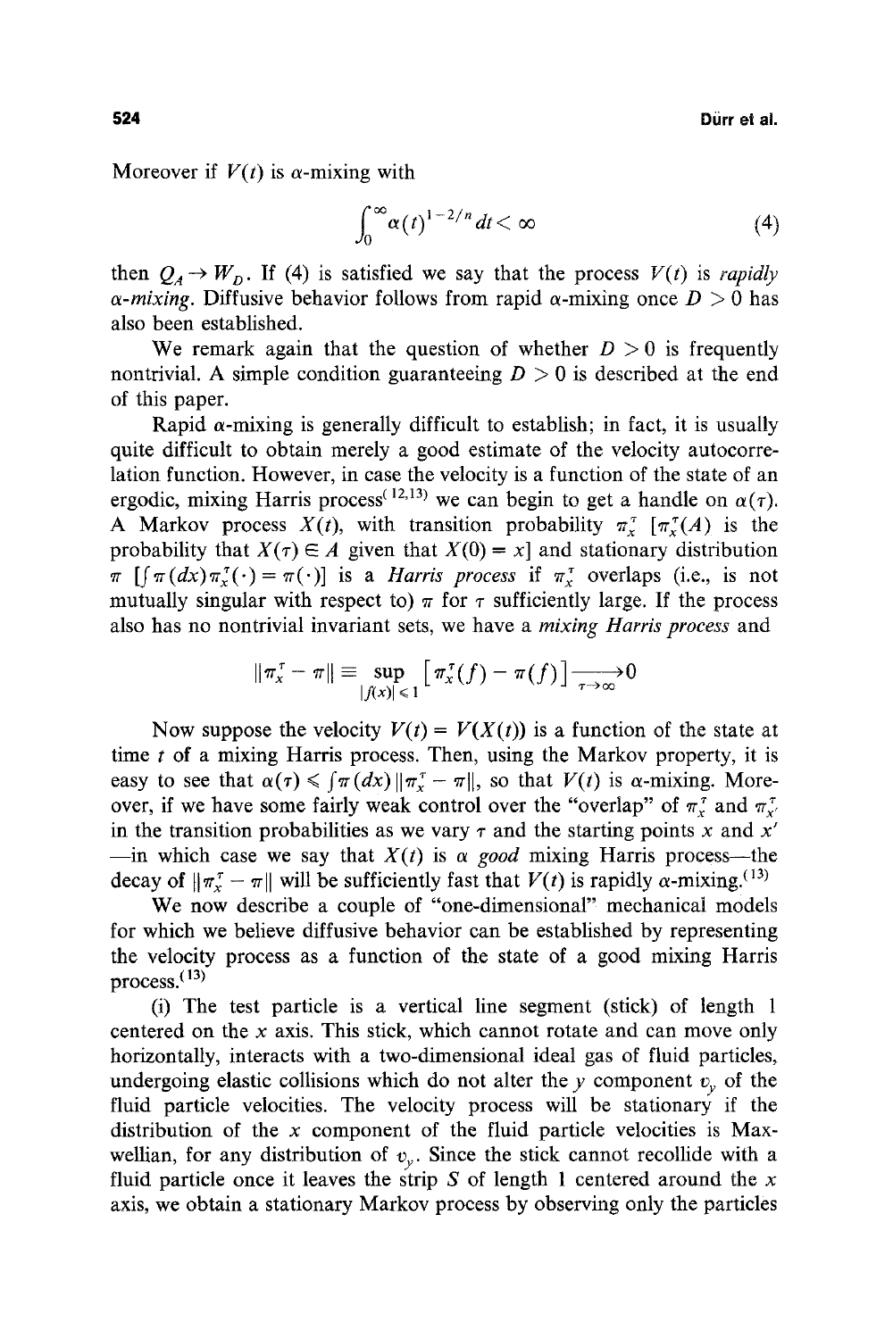Moreover if $V(t)$ is $\alpha$-mixing with

$$\int_0^{\infty} \alpha(t)^{1-2/n} \, dt < \infty \tag{4}$$

then $Q_A \to W_D$. If (4) is satisfied we say that the process $V(t)$ is *rapidly $\alpha$-mixing*. Diffusive behavior follows from rapid $\alpha$-mixing once $D > 0$ has also been established.

We remark again that the question of whether $D > 0$ is frequently nontrivial. A simple condition guaranteeing $D > 0$ is described at the end of this paper.

Rapid $\alpha$-mixing is generally difficult to establish; in fact, it is usually quite difficult to obtain merely a good estimate of the velocity autocorrelation function. However, in case the velocity is a function of the state of an ergodic, mixing Harris process[12,13] we can begin to get a handle on $\alpha(\tau)$. A Markov process $X(t)$, with transition probability $\pi_x^\tau$ [$\pi_x^\tau(A)$ is the probability that $X(\tau) \in A$ given that $X(0) = x$] and stationary distribution $\pi$ [$\int \pi(dx) \pi_x^\tau(\cdot) = \pi(\cdot)$] is a *Harris process* if $\pi_x^\tau$ overlaps (i.e., is not mutually singular with respect to) $\pi$ for $\tau$ sufficiently large. If the process also has no nontrivial invariant sets, we have a *mixing Harris process* and

$$\|\pi_x^\tau - \pi\| \equiv \sup_{|f(x)| \leqslant 1} \left[ \pi_x^\tau(f) - \pi(f) \right] \xrightarrow[\tau \to \infty]{} 0$$

Now suppose the velocity $V(t) = V(X(t))$ is a function of the state at time $t$ of a mixing Harris process. Then, using the Markov property, it is easy to see that $\alpha(\tau) \leqslant \int \pi(dx) \|\pi_x^\tau - \pi\|$, so that $V(t)$ is $\alpha$-mixing. Moreover, if we have some fairly weak control over the "overlap" of $\pi_x^\tau$ and $\pi_{x'}^\tau$ in the transition probabilities as we vary $\tau$ and the starting points $x$ and $x'$ —in which case we say that $X(t)$ is *a good* mixing Harris process—the decay of $\|\pi_x^\tau - \pi\|$ will be sufficiently fast that $V(t)$ is rapidly $\alpha$-mixing.[13]

We now describe a couple of "one-dimensional" mechanical models for which we believe diffusive behavior can be established by representing the velocity process as a function of the state of a good mixing Harris process.[13]

(i) The test particle is a vertical line segment (stick) of length 1 centered on the $x$ axis. This stick, which cannot rotate and can move only horizontally, interacts with a two-dimensional ideal gas of fluid particles, undergoing elastic collisions which do not alter the $y$ component $v_y$ of the fluid particle velocities. The velocity process will be stationary if the distribution of the $x$ component of the fluid particle velocities is Maxwellian, for any distribution of $v_y$. Since the stick cannot recollide with a fluid particle once it leaves the strip $S$ of length 1 centered around the $x$ axis, we obtain a stationary Markov process by observing only the particles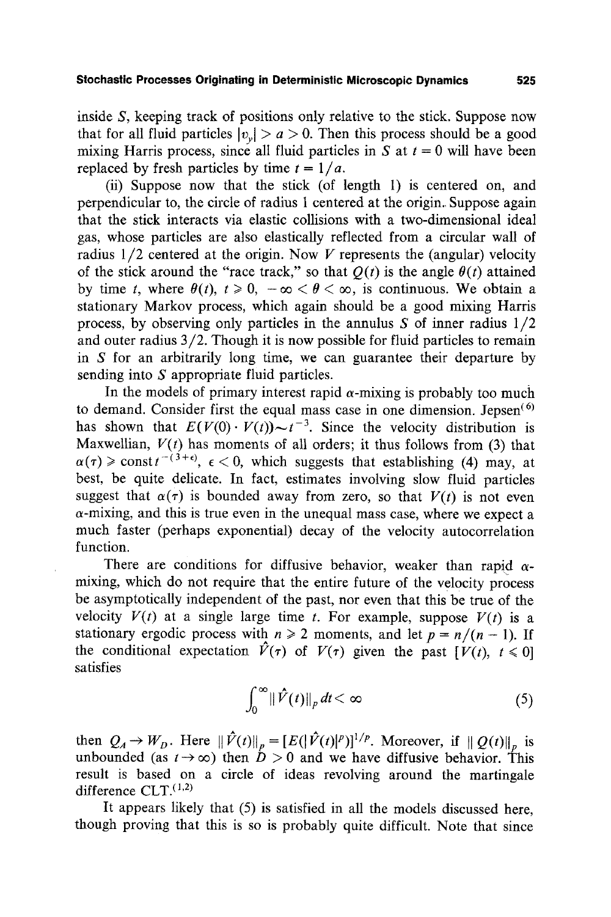inside $S$, keeping track of positions only relative to the stick. Suppose now that for all fluid particles $|v_y| > a > 0$. Then this process should be a good mixing Harris process, since all fluid particles in $S$ at $t = 0$ will have been replaced by fresh particles by time $t = 1/a$.

(ii) Suppose now that the stick (of length 1) is centered on, and perpendicular to, the circle of radius 1 centered at the origin. Suppose again that the stick interacts via elastic collisions with a two-dimensional ideal gas, whose particles are also elastically reflected from a circular wall of radius 1/2 centered at the origin. Now $V$ represents the (angular) velocity of the stick around the "race track," so that $Q(t)$ is the angle $\theta(t)$ attained by time $t$, where $\theta(t)$, $t \geqslant 0$, $-\infty < \theta < \infty$, is continuous. We obtain a stationary Markov process, which again should be a good mixing Harris process, by observing only particles in the annulus $S$ of inner radius 1/2 and outer radius 3/2. Though it is now possible for fluid particles to remain in $S$ for an arbitrarily long time, we can guarantee their departure by sending into $S$ appropriate fluid particles.

In the models of primary interest rapid $\alpha$-mixing is probably too much to demand. Consider first the equal mass case in one dimension. Jepsen[6] has shown that $E(V(0) \cdot V(t)) \sim t^{-3}$. Since the velocity distribution is Maxwellian, $V(t)$ has moments of all orders; it thus follows from (3) that $\alpha(\tau) \geqslant \text{const}\, t^{-(3+\epsilon)}$, $\epsilon < 0$, which suggests that establishing (4) may, at best, be quite delicate. In fact, estimates involving slow fluid particles suggest that $\alpha(\tau)$ is bounded away from zero, so that $V(t)$ is not even $\alpha$-mixing, and this is true even in the unequal mass case, where we expect a much faster (perhaps exponential) decay of the velocity autocorrelation function.

There are conditions for diffusive behavior, weaker than rapid $\alpha$-mixing, which do not require that the entire future of the velocity process be asymptotically independent of the past, nor even that this be true of the velocity $V(t)$ at a single large time $t$. For example, suppose $V(t)$ is a stationary ergodic process with $n \geqslant 2$ moments, and let $p = n/(n-1)$. If the conditional expectation $\hat{V}(\tau)$ of $V(\tau)$ given the past $[V(t),\ t \leqslant 0]$ satisfies

$$\int_0^\infty \| \hat{V}(t) \|_p \, dt < \infty \tag{5}$$

then $Q_A \to W_D$. Here $\| \hat{V}(t) \|_p = [E(|\hat{V}(t)|^p)]^{1/p}$. Moreover, if $\| Q(t) \|_p$ is unbounded (as $t \to \infty$) then $D > 0$ and we have diffusive behavior. This result is based on a circle of ideas revolving around the martingale difference CLT.[1,2]

It appears likely that (5) is satisfied in all the models discussed here, though proving that this is so is probably quite difficult. Note that since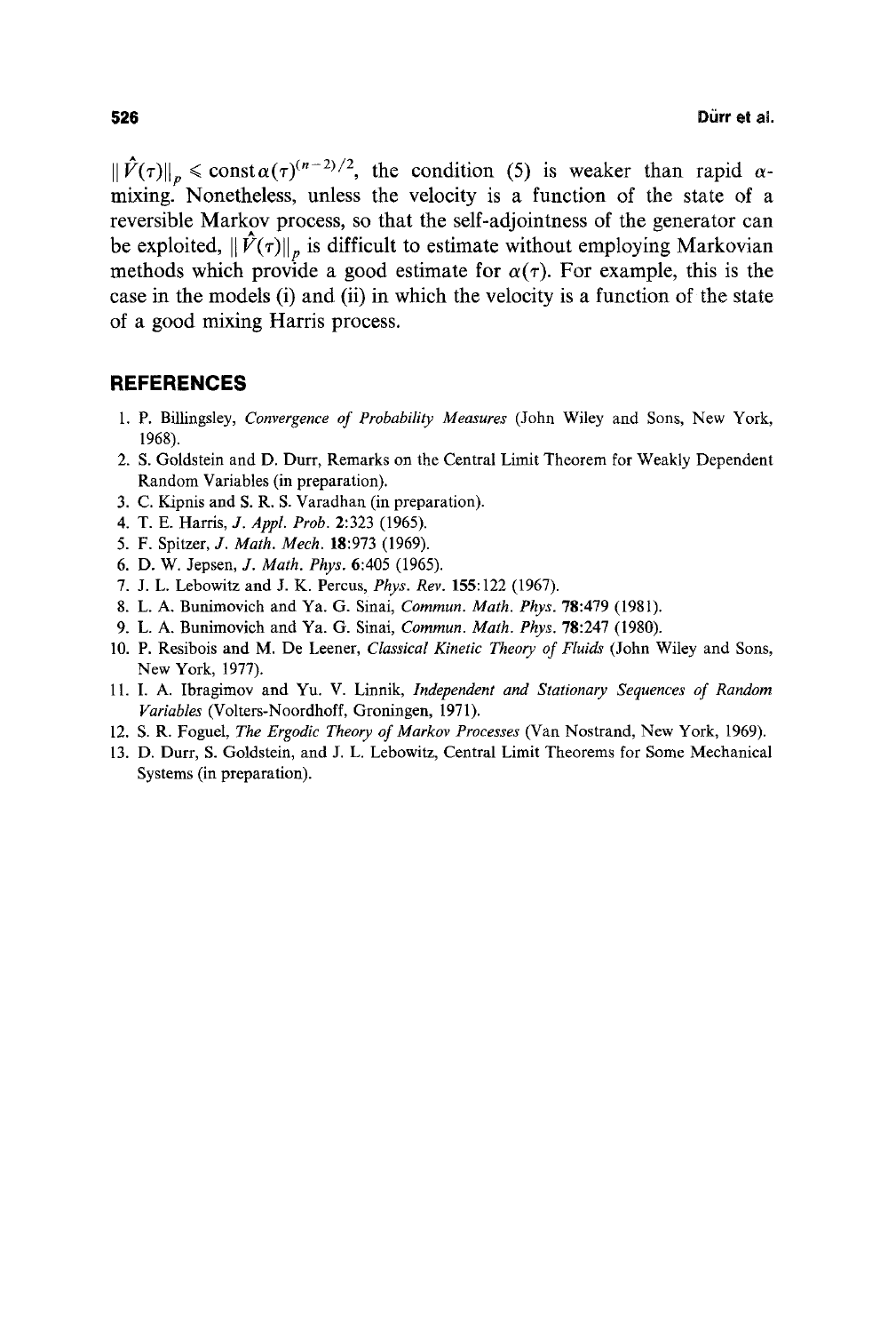$\| \hat{V}(\tau) \|_p \leqslant \text{const}\, \alpha(\tau)^{(n-2)/2}$, the condition (5) is weaker than rapid $\alpha$-mixing. Nonetheless, unless the velocity is a function of the state of a reversible Markov process, so that the self-adjointness of the generator can be exploited, $\| \hat{V}(\tau) \|_p$ is difficult to estimate without employing Markovian methods which provide a good estimate for $\alpha(\tau)$. For example, this is the case in the models (i) and (ii) in which the velocity is a function of the state of a good mixing Harris process.

## REFERENCES

1. P. Billingsley, *Convergence of Probability Measures* (John Wiley and Sons, New York, 1968).
2. S. Goldstein and D. Durr, Remarks on the Central Limit Theorem for Weakly Dependent Random Variables (in preparation).
3. C. Kipnis and S. R. S. Varadhan (in preparation).
4. T. E. Harris, *J. Appl. Prob.* **2**:323 (1965).
5. F. Spitzer, *J. Math. Mech.* **18**:973 (1969).
6. D. W. Jepsen, *J. Math. Phys.* **6**:405 (1965).
7. J. L. Lebowitz and J. K. Percus, *Phys. Rev.* **155**:122 (1967).
8. L. A. Bunimovich and Ya. G. Sinai, *Commun. Math. Phys.* **78**:479 (1981).
9. L. A. Bunimovich and Ya. G. Sinai, *Commun. Math. Phys.* **78**:247 (1980).
10. P. Resibois and M. De Leener, *Classical Kinetic Theory of Fluids* (John Wiley and Sons, New York, 1977).
11. I. A. Ibragimov and Yu. V. Linnik, *Independent and Stationary Sequences of Random Variables* (Volters-Noordhoff, Groningen, 1971).
12. S. R. Foguel, *The Ergodic Theory of Markov Processes* (Van Nostrand, New York, 1969).
13. D. Durr, S. Goldstein, and J. L. Lebowitz, Central Limit Theorems for Some Mechanical Systems (in preparation).